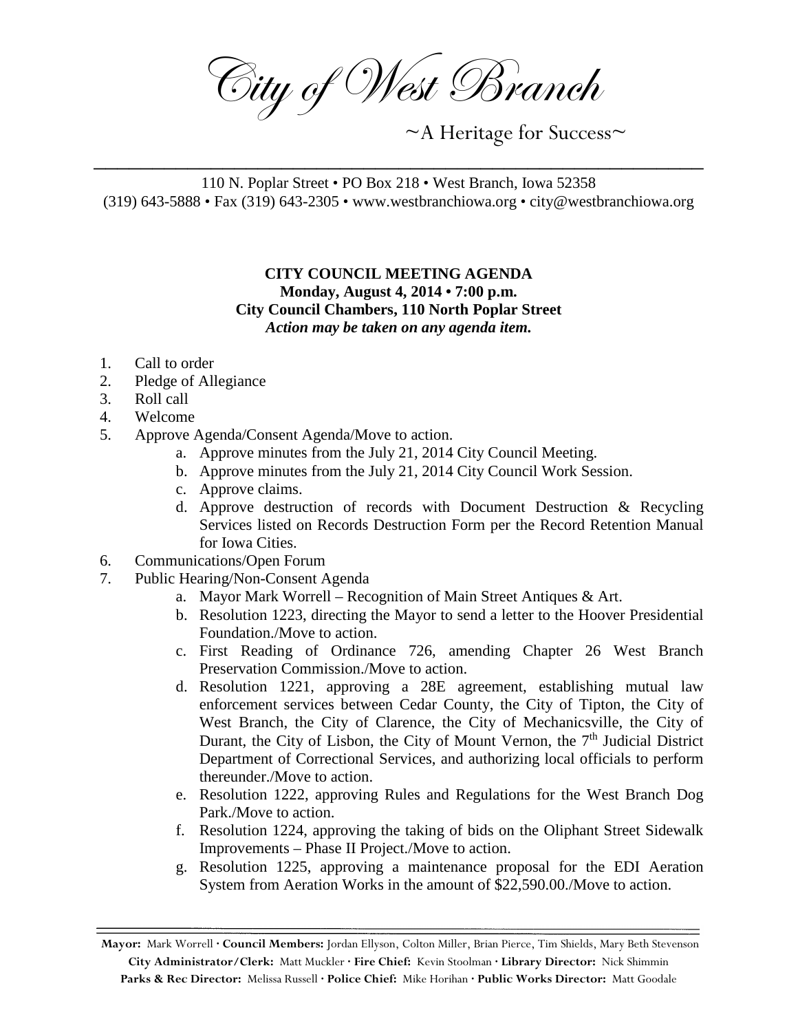# City of West Branch

~A Heritage for Success~

110 N. Poplar Street • PO Box 218 • West Branch, Iowa 52358
(319) 643-5888 • Fax (319) 643-2305 • www.westbranchiowa.org • city@westbranchiowa.org

**CITY COUNCIL MEETING AGENDA**
**Monday, August 4, 2014 • 7:00 p.m.**
**City Council Chambers, 110 North Poplar Street**
***Action may be taken on any agenda item.***

1. Call to order
2. Pledge of Allegiance
3. Roll call
4. Welcome
5. Approve Agenda/Consent Agenda/Move to action.
    a. Approve minutes from the July 21, 2014 City Council Meeting.
    b. Approve minutes from the July 21, 2014 City Council Work Session.
    c. Approve claims.
    d. Approve destruction of records with Document Destruction & Recycling Services listed on Records Destruction Form per the Record Retention Manual for Iowa Cities.
6. Communications/Open Forum
7. Public Hearing/Non-Consent Agenda
    a. Mayor Mark Worrell – Recognition of Main Street Antiques & Art.
    b. Resolution 1223, directing the Mayor to send a letter to the Hoover Presidential Foundation./Move to action.
    c. First Reading of Ordinance 726, amending Chapter 26 West Branch Preservation Commission./Move to action.
    d. Resolution 1221, approving a 28E agreement, establishing mutual law enforcement services between Cedar County, the City of Tipton, the City of West Branch, the City of Clarence, the City of Mechanicsville, the City of Durant, the City of Lisbon, the City of Mount Vernon, the 7th Judicial District Department of Correctional Services, and authorizing local officials to perform thereunder./Move to action.
    e. Resolution 1222, approving Rules and Regulations for the West Branch Dog Park./Move to action.
    f. Resolution 1224, approving the taking of bids on the Oliphant Street Sidewalk Improvements – Phase II Project./Move to action.
    g. Resolution 1225, approving a maintenance proposal for the EDI Aeration System from Aeration Works in the amount of $22,590.00./Move to action.

**Mayor:** Mark Worrell · **Council Members:** Jordan Ellyson, Colton Miller, Brian Pierce, Tim Shields, Mary Beth Stevenson
**City Administrator/Clerk:** Matt Muckler · **Fire Chief:** Kevin Stoolman · **Library Director:** Nick Shimmin
**Parks & Rec Director:** Melissa Russell · **Police Chief:** Mike Horihan · **Public Works Director:** Matt Goodale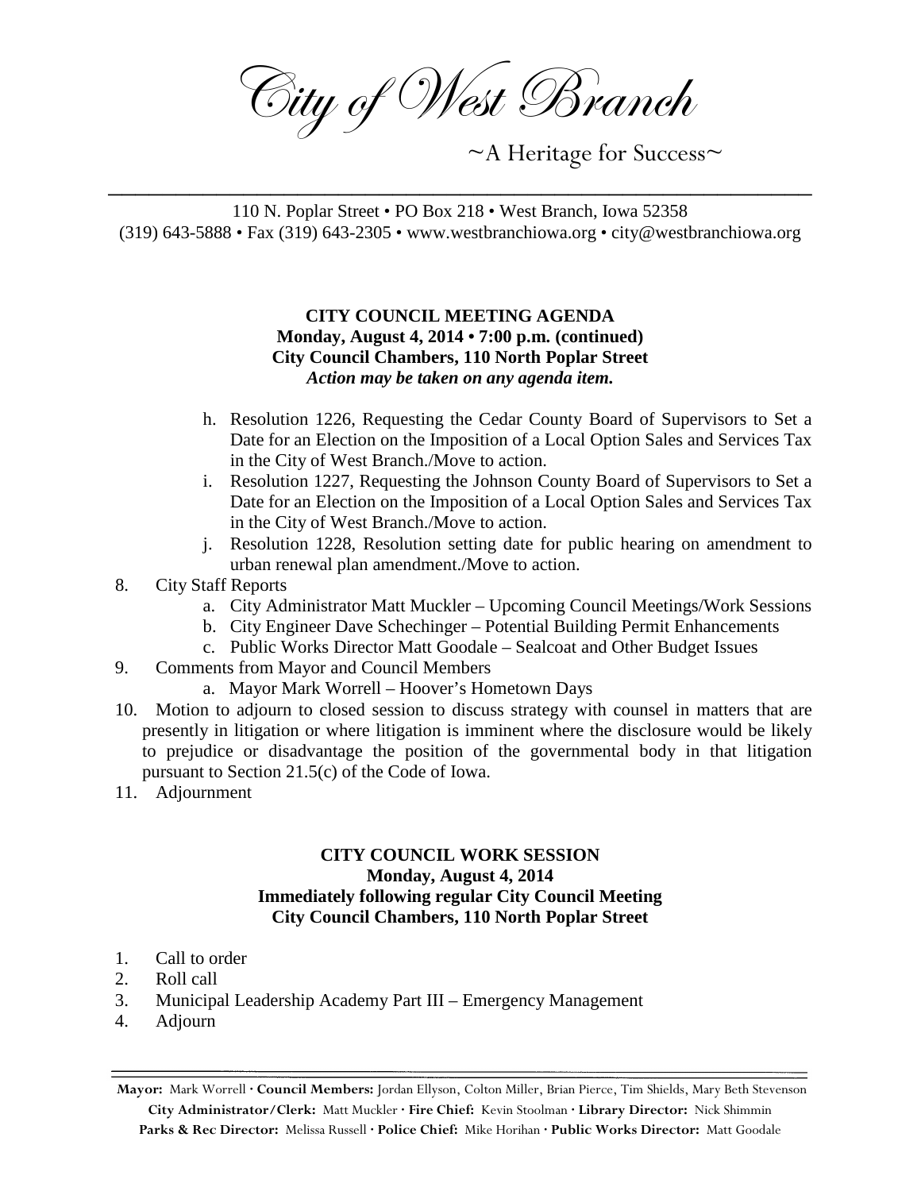City of West Branch

~A Heritage for Success~

110 N. Poplar Street • PO Box 218 • West Branch, Iowa 52358
(319) 643-5888 • Fax (319) 643-2305 • www.westbranchiowa.org • city@westbranchiowa.org

**CITY COUNCIL MEETING AGENDA**
**Monday, August 4, 2014 • 7:00 p.m. (continued)**
**City Council Chambers, 110 North Poplar Street**
***Action may be taken on any agenda item.***

h. Resolution 1226, Requesting the Cedar County Board of Supervisors to Set a Date for an Election on the Imposition of a Local Option Sales and Services Tax in the City of West Branch./Move to action.
i. Resolution 1227, Requesting the Johnson County Board of Supervisors to Set a Date for an Election on the Imposition of a Local Option Sales and Services Tax in the City of West Branch./Move to action.
j. Resolution 1228, Resolution setting date for public hearing on amendment to urban renewal plan amendment./Move to action.

8. City Staff Reports
   a. City Administrator Matt Muckler – Upcoming Council Meetings/Work Sessions
   b. City Engineer Dave Schechinger – Potential Building Permit Enhancements
   c. Public Works Director Matt Goodale – Sealcoat and Other Budget Issues
9. Comments from Mayor and Council Members
   a. Mayor Mark Worrell – Hoover's Hometown Days
10. Motion to adjourn to closed session to discuss strategy with counsel in matters that are presently in litigation or where litigation is imminent where the disclosure would be likely to prejudice or disadvantage the position of the governmental body in that litigation pursuant to Section 21.5(c) of the Code of Iowa.
11. Adjournment

**CITY COUNCIL WORK SESSION**
**Monday, August 4, 2014**
**Immediately following regular City Council Meeting**
**City Council Chambers, 110 North Poplar Street**

1. Call to order
2. Roll call
3. Municipal Leadership Academy Part III – Emergency Management
4. Adjourn

**Mayor:** Mark Worrell · **Council Members:** Jordan Ellyson, Colton Miller, Brian Pierce, Tim Shields, Mary Beth Stevenson
**City Administrator/Clerk:** Matt Muckler · **Fire Chief:** Kevin Stoolman · **Library Director:** Nick Shimmin
**Parks & Rec Director:** Melissa Russell · **Police Chief:** Mike Horihan · **Public Works Director:** Matt Goodale